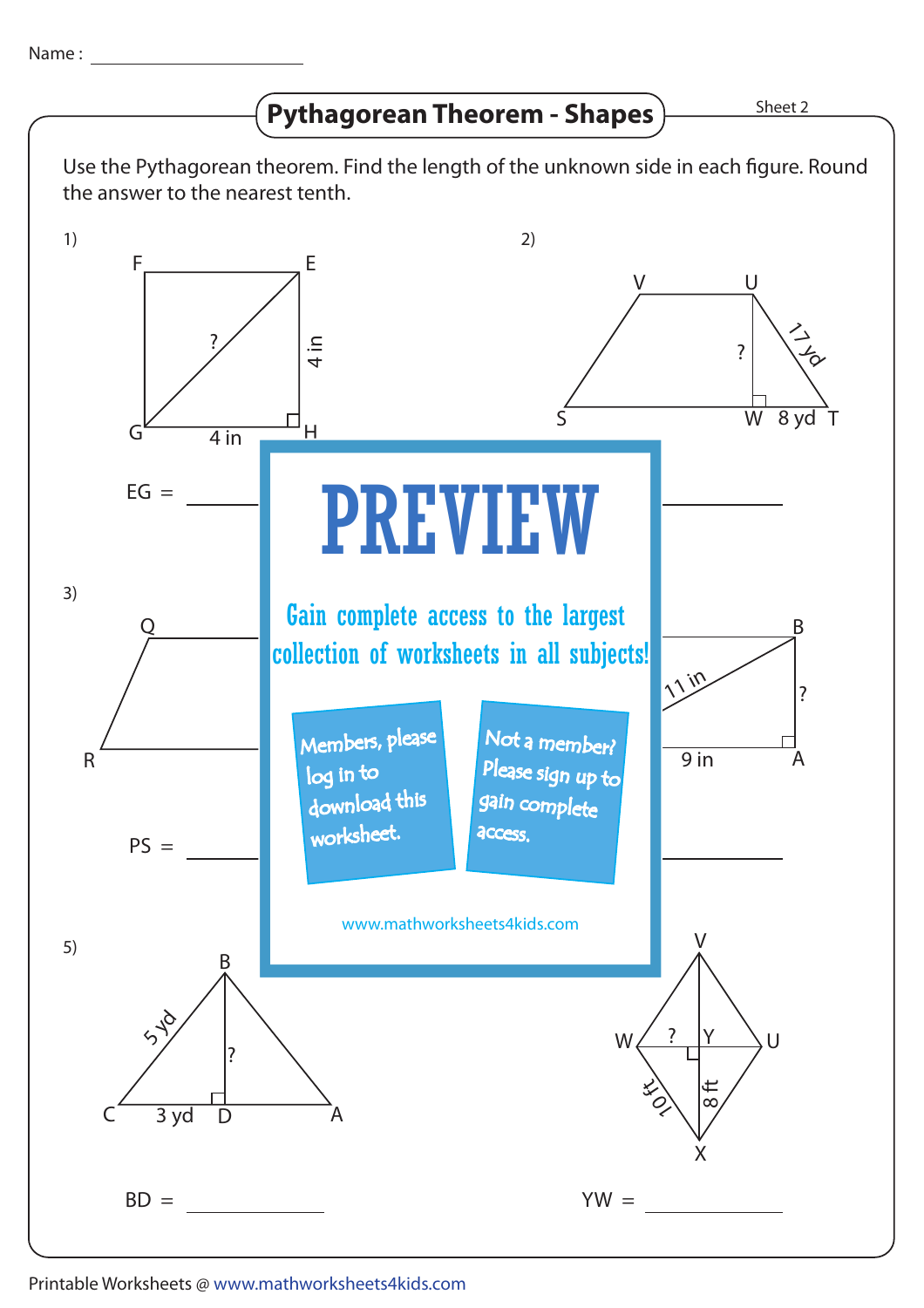Name : ____________________

# Pythagorean Theorem - Shapes

Sheet 2

Use the Pythagorean theorem. Find the length of the unknown side in each figure. Round the answer to the nearest tenth.

1) F, E, G, H — GH = 4 in, EH = 4 in, EG = ?

EG = ____________

2) V, U, S, W, T — UT = 17 yd, WT = 8 yd, UW = ?

3) Q, R

PS = ____________

4) B, A — 11 in, AB = ?, 9 in

5) B, C, D, A — CB = 5 yd, CD = 3 yd, BD = ?

BD = ____________

6) V, W, Y, U, X — WX = 10 ft, YX = 8 ft, YW = ?

YW = ____________

PREVIEW

Gain complete access to the largest collection of worksheets in all subjects!

Members, please log in to download this worksheet.

Not a member? Please sign up to gain complete access.

www.mathworksheets4kids.com

Printable Worksheets @ www.mathworksheets4kids.com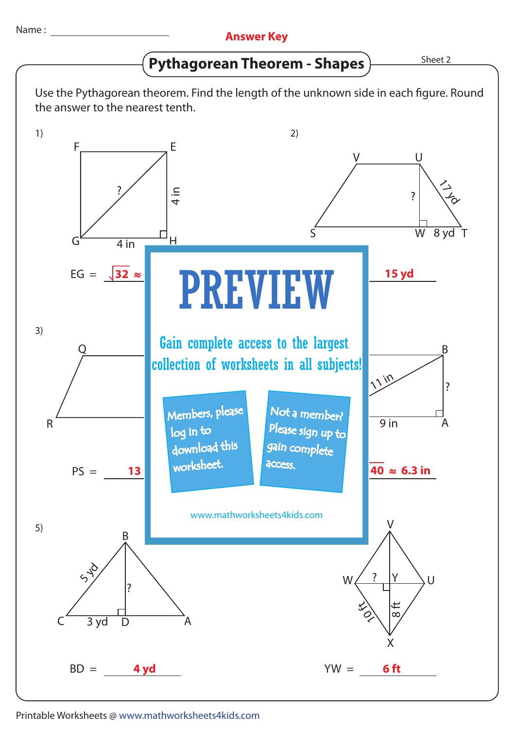Name : ____________________

**Answer Key**

# Pythagorean Theorem - Shapes

Sheet 2

Use the Pythagorean theorem. Find the length of the unknown side in each figure. Round the answer to the nearest tenth.

1)

F E G H ? 4 in 4 in

EG = $\sqrt{32}$ ≈

2)

V U S W T ? 17 yd 8 yd

**15 yd**

3)

Q R

PS = **13**

B A ? 11 in 9 in

$\sqrt{40}$ ≈ **6.3 in**

**PREVIEW**

Gain complete access to the largest collection of worksheets in all subjects!

Members, please log in to download this worksheet.

Not a member? Please sign up to gain complete access.

www.mathworksheets4kids.com

5)

B C D A 5 yd ? 3 yd

BD = **4 yd**

V W U Y X ? 10 ft 8 ft

YW = **6 ft**

Printable Worksheets @ www.mathworksheets4kids.com